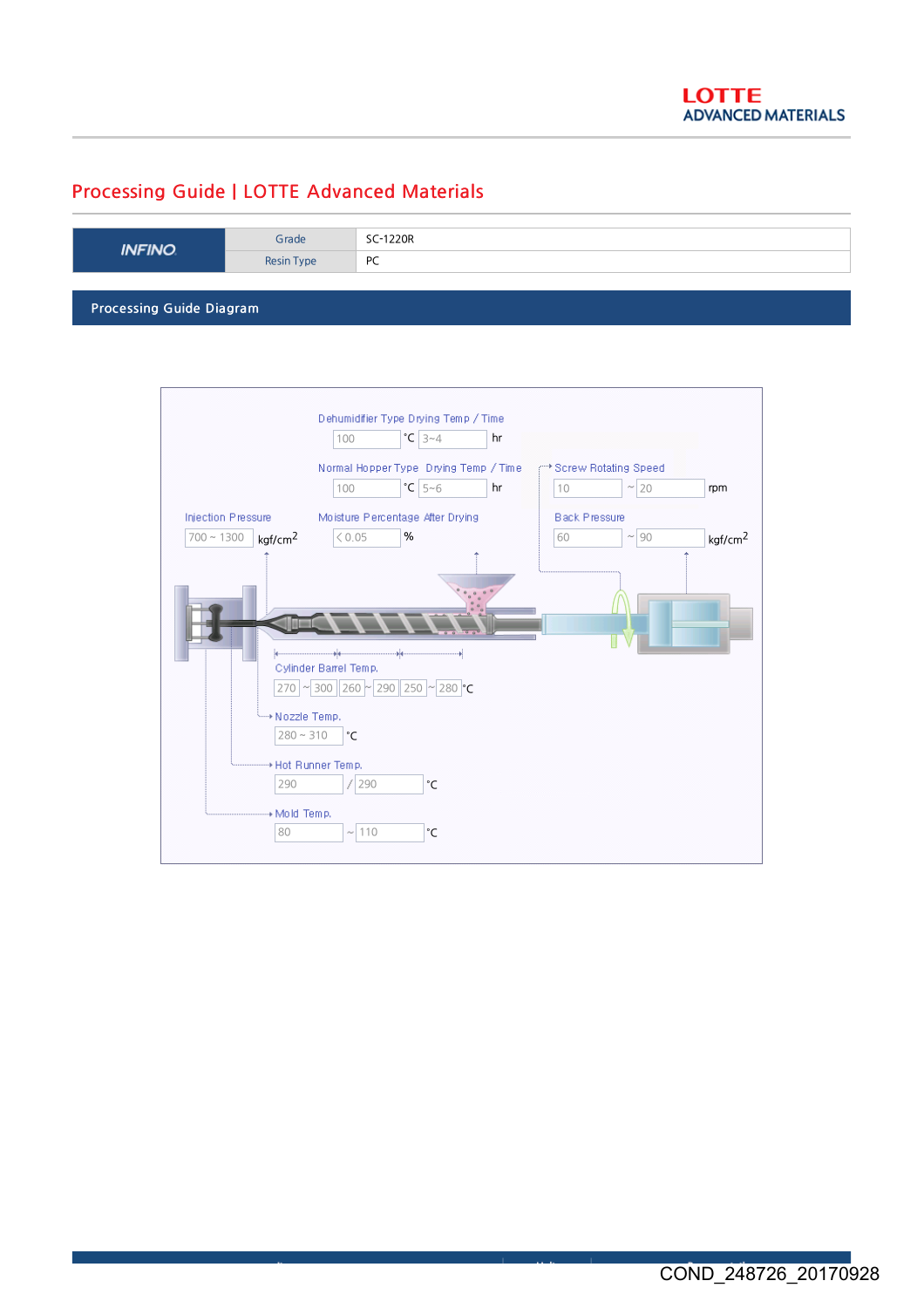# Processing Guide | LOTTE Advanced Materials

| INFINO | Grade | SC-1220R |
|---|---|---|
| | Resin Type | PC |

## Processing Guide Diagram

Dehumidifier Type Drying Temp / Time
100 °C 3~4 hr

Normal Hopper Type Drying Temp / Time
100 °C 5~6 hr

Screw Rotating Speed
10 ~ 20 rpm

Injection Pressure
700 ~ 1300 kgf/cm²

Moisture Percentage After Drying
< 0.05 %

Back Pressure
60 ~ 90 kgf/cm²

Cylinder Barrel Temp.
270 ~ 300 | 260 ~ 290 | 250 ~ 280 °C

Nozzle Temp.
280 ~ 310 °C

Hot Runner Temp.
290 / 290 °C

Mold Temp.
80 ~ 110 °C

COND_248726_20170928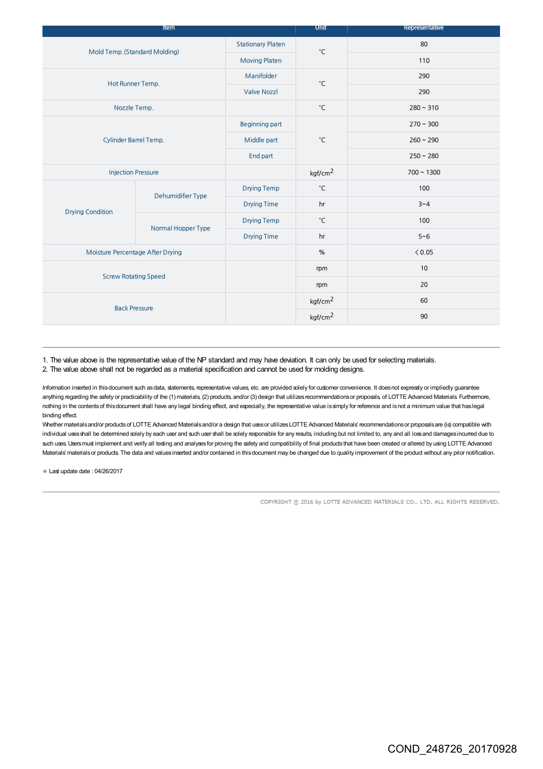| Item | | | Unit | Representative |
|---|---|---|---|---|
| Mold Temp.(Standard Molding) | | Stationary Platen | °C | 80 |
| | | Moving Platen | | 110 |
| Hot Runner Temp. | | Manifolder | °C | 290 |
| | | Valve Nozzl | | 290 |
| Nozzle Temp. | | | °C | 280 ~ 310 |
| Cylinder Barrel Temp. | | Beginning part | °C | 270 ~ 300 |
| | | Middle part | | 260 ~ 290 |
| | | End part | | 250 ~ 280 |
| Injection Pressure | | | kgf/cm$^2$ | 700 ~ 1300 |
| Drying Condition | Dehumidifier Type | Drying Temp | °C | 100 |
| | | Drying Time | hr | 3~4 |
| | Normal Hopper Type | Drying Temp | °C | 100 |
| | | Drying Time | hr | 5~6 |
| Moisture Percentage After Drying | | | % | < 0.05 |
| Screw Rotating Speed | | | rpm | 10 |
| | | | rpm | 20 |
| Back Pressure | | | kgf/cm$^2$ | 60 |
| | | | kgf/cm$^2$ | 90 |

1. The value above is the representative value of the NP standard and may have deviation. It can only be used for selecting materials.
2. The value above shall not be regarded as a material specification and cannot be used for molding designs.

Information inserted in this document such as data, statements, representative values, etc. are provided solely for customer convenience. It does not expressly or impliedly guarantee anything regarding the safety or practicability of the (1) materials, (2) products, and/or (3) design that utilizes recommendations or proposals, of LOTTE Advanced Materials. Furthermore, nothing in the contents of this document shall have any legal binding effect, and especially, the representative value is simply for reference and is not a minimum value that has legal binding effect.
Whether materials and/or products of LOTTE Advanced Materials and/or a design that uses or utilizes LOTTE Advanced Materials' recommendations or proposals are (is) compatible with individual uses shall be determined solely by each user and such user shall be solely responsible for any results, including but not limited to, any and all loss and damages incurred due to such uses. Users must implement and verify all testing and analyses for proving the safety and compatibility of final products that have been created or altered by using LOTTE Advanced Materials' materials or products. The data and values inserted and/or contained in this document may be changed due to quality improvement of the product without any prior notification.

※ Last update date : 04/26/2017

COPYRIGHT © 2016 by LOTTE ADVANCED MATERIALS CO., LTD. ALL RIGHTS RESERVED.

COND_248726_20170928